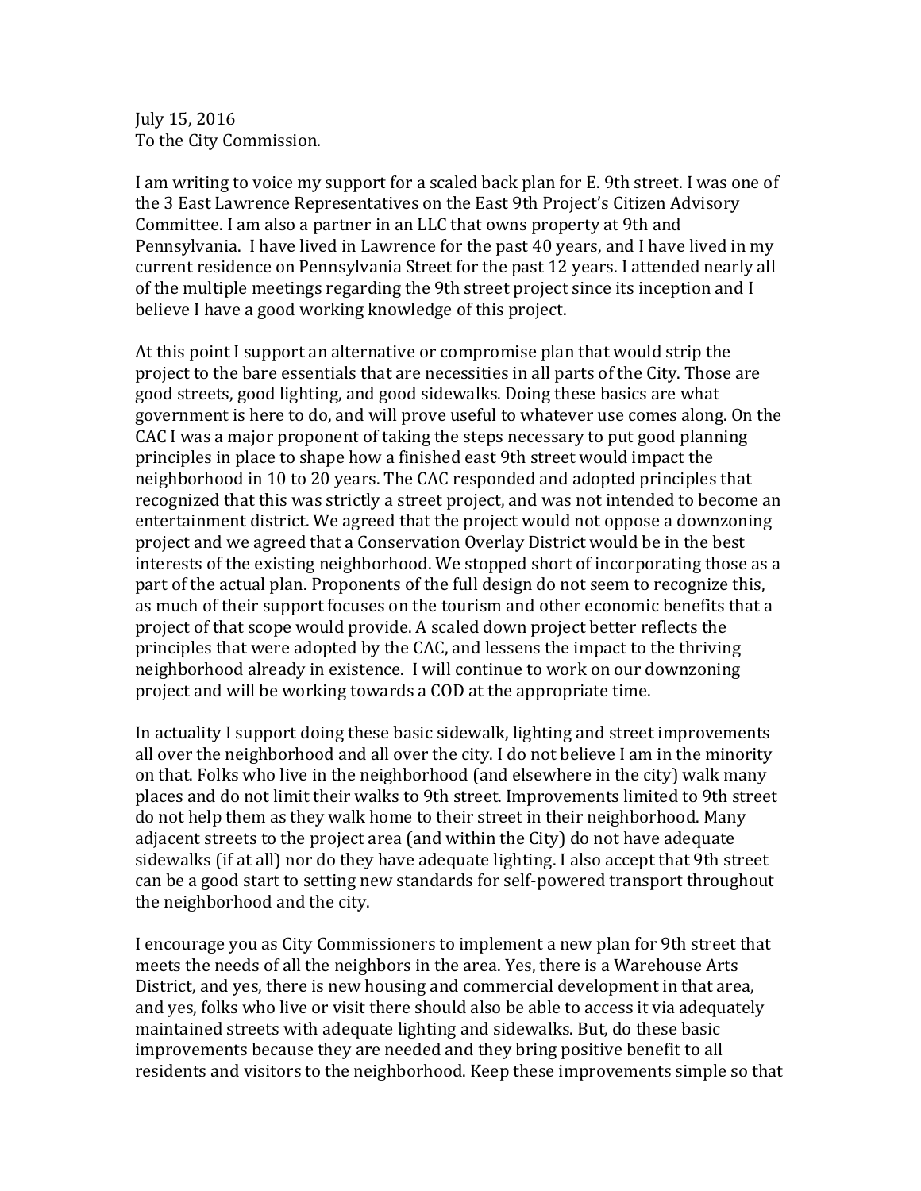July 15, 2016
To the City Commission.

I am writing to voice my support for a scaled back plan for E. 9th street. I was one of the 3 East Lawrence Representatives on the East 9th Project's Citizen Advisory Committee. I am also a partner in an LLC that owns property at 9th and Pennsylvania. I have lived in Lawrence for the past 40 years, and I have lived in my current residence on Pennsylvania Street for the past 12 years. I attended nearly all of the multiple meetings regarding the 9th street project since its inception and I believe I have a good working knowledge of this project.

At this point I support an alternative or compromise plan that would strip the project to the bare essentials that are necessities in all parts of the City. Those are good streets, good lighting, and good sidewalks. Doing these basics are what government is here to do, and will prove useful to whatever use comes along. On the CAC I was a major proponent of taking the steps necessary to put good planning principles in place to shape how a finished east 9th street would impact the neighborhood in 10 to 20 years. The CAC responded and adopted principles that recognized that this was strictly a street project, and was not intended to become an entertainment district. We agreed that the project would not oppose a downzoning project and we agreed that a Conservation Overlay District would be in the best interests of the existing neighborhood. We stopped short of incorporating those as a part of the actual plan. Proponents of the full design do not seem to recognize this, as much of their support focuses on the tourism and other economic benefits that a project of that scope would provide. A scaled down project better reflects the principles that were adopted by the CAC, and lessens the impact to the thriving neighborhood already in existence. I will continue to work on our downzoning project and will be working towards a COD at the appropriate time.

In actuality I support doing these basic sidewalk, lighting and street improvements all over the neighborhood and all over the city. I do not believe I am in the minority on that. Folks who live in the neighborhood (and elsewhere in the city) walk many places and do not limit their walks to 9th street. Improvements limited to 9th street do not help them as they walk home to their street in their neighborhood. Many adjacent streets to the project area (and within the City) do not have adequate sidewalks (if at all) nor do they have adequate lighting. I also accept that 9th street can be a good start to setting new standards for self-powered transport throughout the neighborhood and the city.

I encourage you as City Commissioners to implement a new plan for 9th street that meets the needs of all the neighbors in the area. Yes, there is a Warehouse Arts District, and yes, there is new housing and commercial development in that area, and yes, folks who live or visit there should also be able to access it via adequately maintained streets with adequate lighting and sidewalks. But, do these basic improvements because they are needed and they bring positive benefit to all residents and visitors to the neighborhood. Keep these improvements simple so that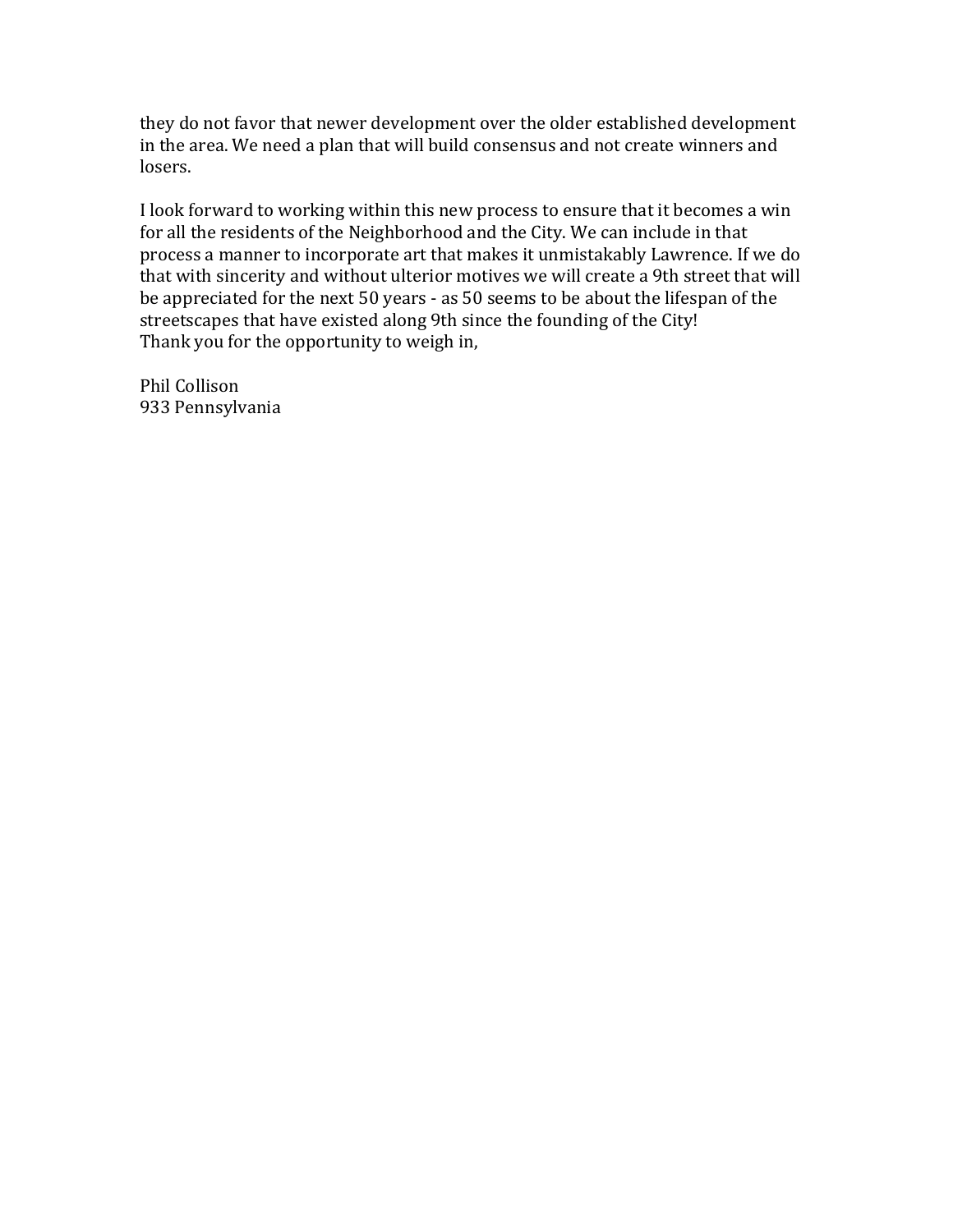they do not favor that newer development over the older established development in the area. We need a plan that will build consensus and not create winners and losers.

I look forward to working within this new process to ensure that it becomes a win for all the residents of the Neighborhood and the City. We can include in that process a manner to incorporate art that makes it unmistakably Lawrence. If we do that with sincerity and without ulterior motives we will create a 9th street that will be appreciated for the next 50 years - as 50 seems to be about the lifespan of the streetscapes that have existed along 9th since the founding of the City!
Thank you for the opportunity to weigh in,

Phil Collison
933 Pennsylvania